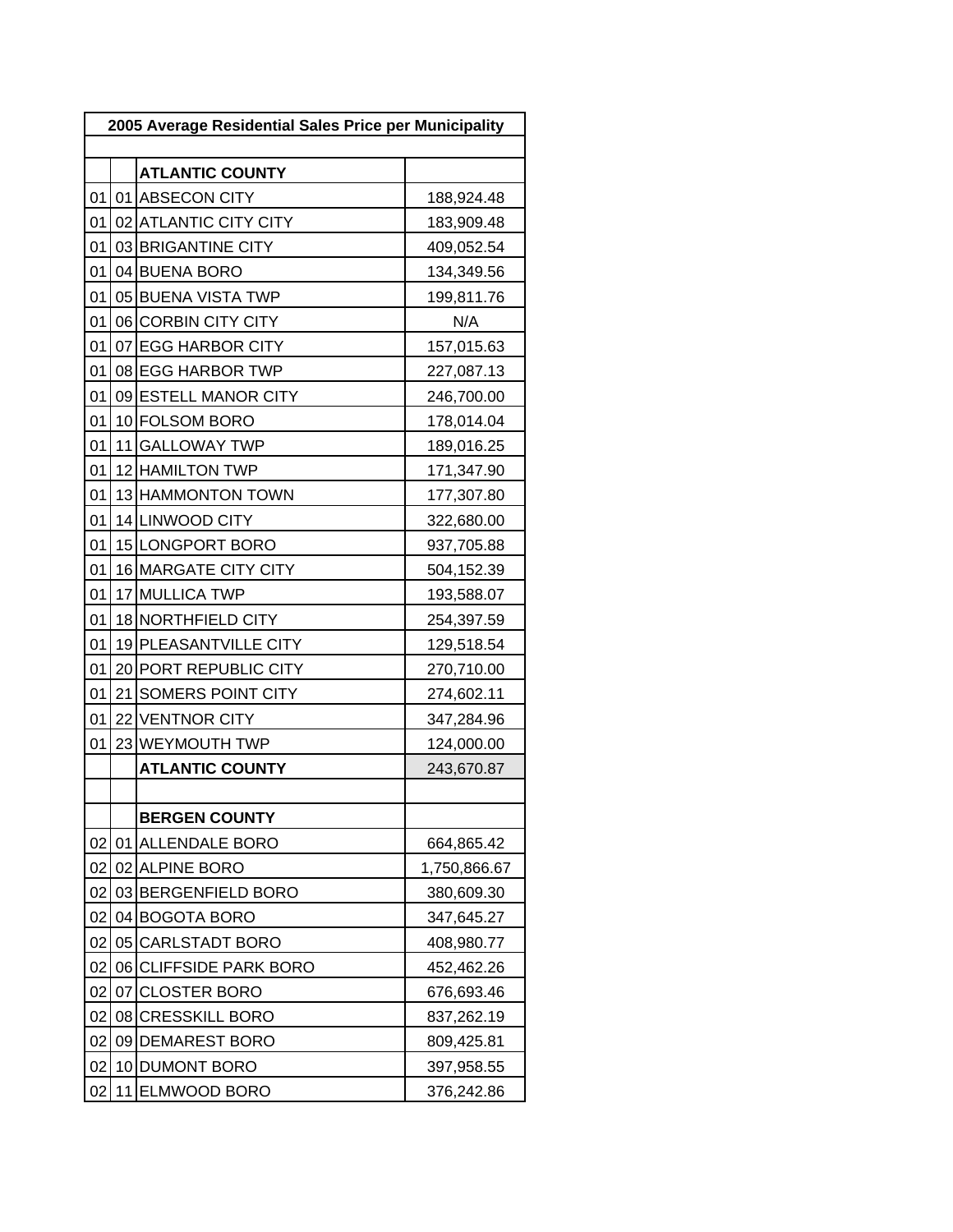| 2005 Average Residential Sales Price per Municipality | | | |
|---|---|---|---|
| | | | |
| | | **ATLANTIC COUNTY** | |
| 01 | 01 | ABSECON CITY | 188,924.48 |
| 01 | 02 | ATLANTIC CITY CITY | 183,909.48 |
| 01 | 03 | BRIGANTINE CITY | 409,052.54 |
| 01 | 04 | BUENA BORO | 134,349.56 |
| 01 | 05 | BUENA VISTA TWP | 199,811.76 |
| 01 | 06 | CORBIN CITY CITY | N/A |
| 01 | 07 | EGG HARBOR CITY | 157,015.63 |
| 01 | 08 | EGG HARBOR TWP | 227,087.13 |
| 01 | 09 | ESTELL MANOR CITY | 246,700.00 |
| 01 | 10 | FOLSOM BORO | 178,014.04 |
| 01 | 11 | GALLOWAY TWP | 189,016.25 |
| 01 | 12 | HAMILTON TWP | 171,347.90 |
| 01 | 13 | HAMMONTON TOWN | 177,307.80 |
| 01 | 14 | LINWOOD CITY | 322,680.00 |
| 01 | 15 | LONGPORT BORO | 937,705.88 |
| 01 | 16 | MARGATE CITY CITY | 504,152.39 |
| 01 | 17 | MULLICA TWP | 193,588.07 |
| 01 | 18 | NORTHFIELD CITY | 254,397.59 |
| 01 | 19 | PLEASANTVILLE CITY | 129,518.54 |
| 01 | 20 | PORT REPUBLIC CITY | 270,710.00 |
| 01 | 21 | SOMERS POINT CITY | 274,602.11 |
| 01 | 22 | VENTNOR CITY | 347,284.96 |
| 01 | 23 | WEYMOUTH TWP | 124,000.00 |
| | | **ATLANTIC COUNTY** | 243,670.87 |
| | | | |
| | | **BERGEN COUNTY** | |
| 02 | 01 | ALLENDALE BORO | 664,865.42 |
| 02 | 02 | ALPINE BORO | 1,750,866.67 |
| 02 | 03 | BERGENFIELD BORO | 380,609.30 |
| 02 | 04 | BOGOTA BORO | 347,645.27 |
| 02 | 05 | CARLSTADT BORO | 408,980.77 |
| 02 | 06 | CLIFFSIDE PARK BORO | 452,462.26 |
| 02 | 07 | CLOSTER BORO | 676,693.46 |
| 02 | 08 | CRESSKILL BORO | 837,262.19 |
| 02 | 09 | DEMAREST BORO | 809,425.81 |
| 02 | 10 | DUMONT BORO | 397,958.55 |
| 02 | 11 | ELMWOOD BORO | 376,242.86 |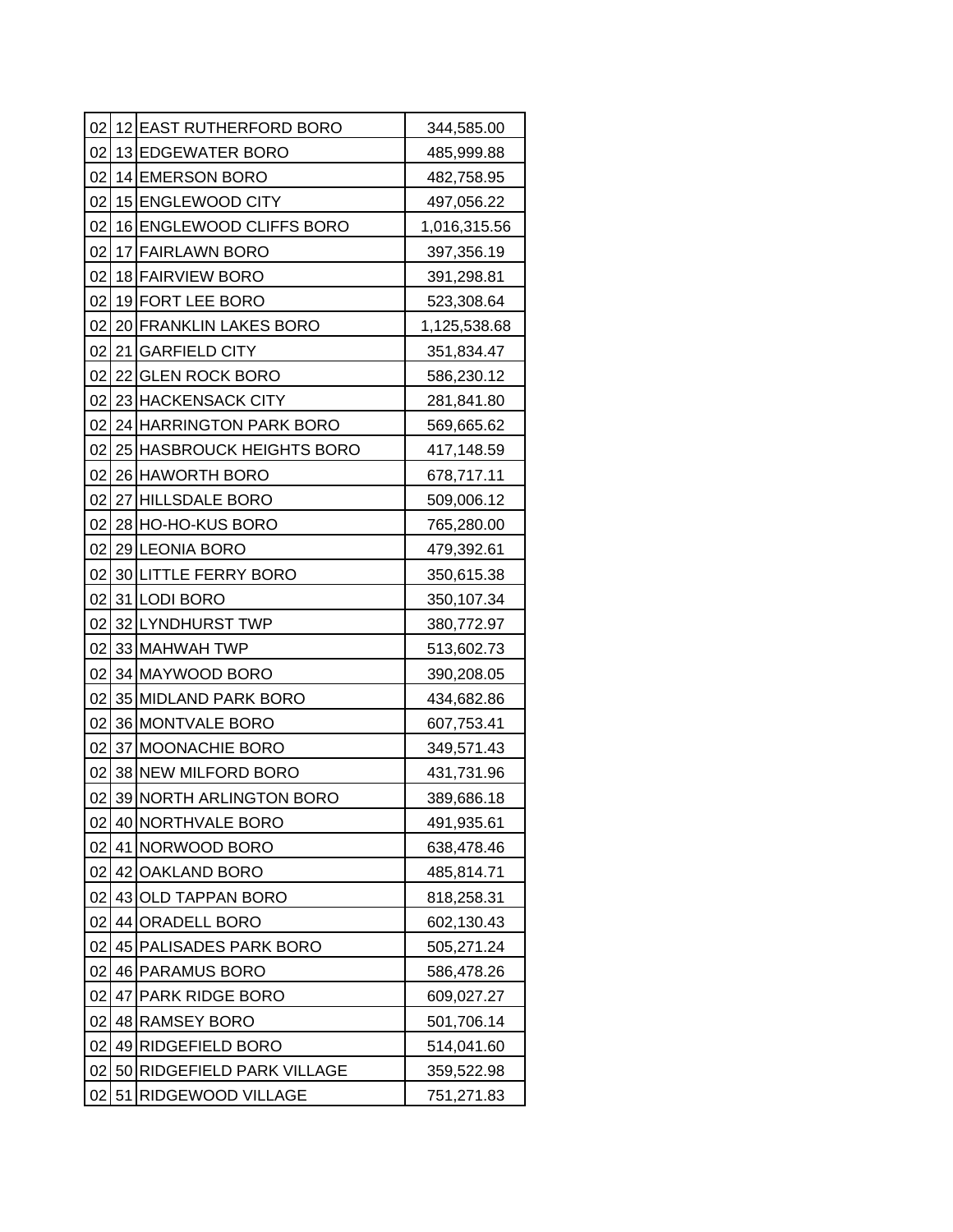| 02 | 12 | EAST RUTHERFORD BORO | 344,585.00 |
|---|---|---|---|
| 02 | 13 | EDGEWATER BORO | 485,999.88 |
| 02 | 14 | EMERSON BORO | 482,758.95 |
| 02 | 15 | ENGLEWOOD CITY | 497,056.22 |
| 02 | 16 | ENGLEWOOD CLIFFS BORO | 1,016,315.56 |
| 02 | 17 | FAIRLAWN BORO | 397,356.19 |
| 02 | 18 | FAIRVIEW BORO | 391,298.81 |
| 02 | 19 | FORT LEE BORO | 523,308.64 |
| 02 | 20 | FRANKLIN LAKES BORO | 1,125,538.68 |
| 02 | 21 | GARFIELD CITY | 351,834.47 |
| 02 | 22 | GLEN ROCK BORO | 586,230.12 |
| 02 | 23 | HACKENSACK CITY | 281,841.80 |
| 02 | 24 | HARRINGTON PARK BORO | 569,665.62 |
| 02 | 25 | HASBROUCK HEIGHTS BORO | 417,148.59 |
| 02 | 26 | HAWORTH BORO | 678,717.11 |
| 02 | 27 | HILLSDALE BORO | 509,006.12 |
| 02 | 28 | HO-HO-KUS BORO | 765,280.00 |
| 02 | 29 | LEONIA BORO | 479,392.61 |
| 02 | 30 | LITTLE FERRY BORO | 350,615.38 |
| 02 | 31 | LODI BORO | 350,107.34 |
| 02 | 32 | LYNDHURST TWP | 380,772.97 |
| 02 | 33 | MAHWAH TWP | 513,602.73 |
| 02 | 34 | MAYWOOD BORO | 390,208.05 |
| 02 | 35 | MIDLAND PARK BORO | 434,682.86 |
| 02 | 36 | MONTVALE BORO | 607,753.41 |
| 02 | 37 | MOONACHIE BORO | 349,571.43 |
| 02 | 38 | NEW MILFORD BORO | 431,731.96 |
| 02 | 39 | NORTH ARLINGTON BORO | 389,686.18 |
| 02 | 40 | NORTHVALE BORO | 491,935.61 |
| 02 | 41 | NORWOOD BORO | 638,478.46 |
| 02 | 42 | OAKLAND BORO | 485,814.71 |
| 02 | 43 | OLD TAPPAN BORO | 818,258.31 |
| 02 | 44 | ORADELL BORO | 602,130.43 |
| 02 | 45 | PALISADES PARK BORO | 505,271.24 |
| 02 | 46 | PARAMUS BORO | 586,478.26 |
| 02 | 47 | PARK RIDGE BORO | 609,027.27 |
| 02 | 48 | RAMSEY BORO | 501,706.14 |
| 02 | 49 | RIDGEFIELD BORO | 514,041.60 |
| 02 | 50 | RIDGEFIELD PARK VILLAGE | 359,522.98 |
| 02 | 51 | RIDGEWOOD VILLAGE | 751,271.83 |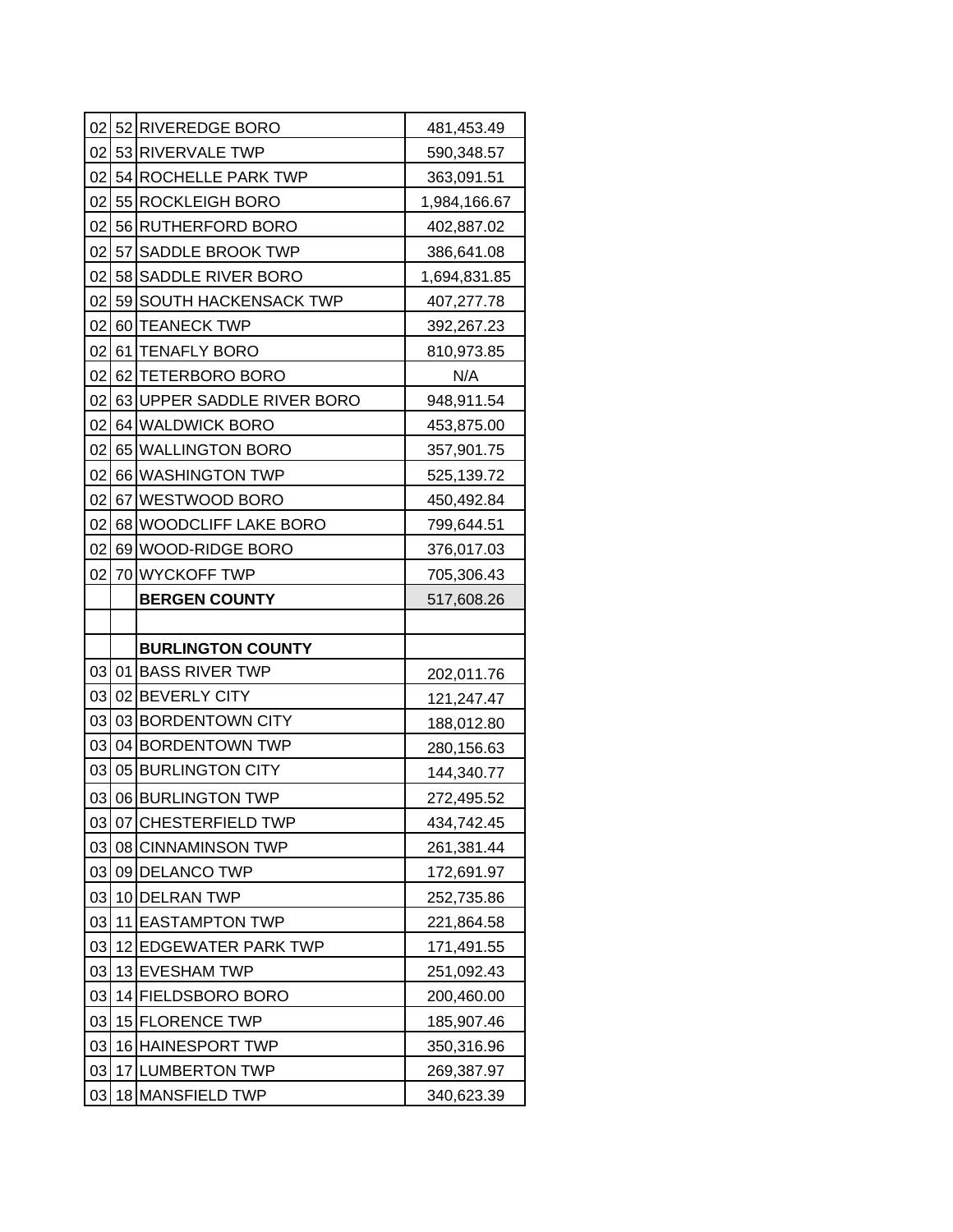| | | | |
|---|---|---|---|
| 02 | 52 | RIVEREDGE BORO | 481,453.49 |
| 02 | 53 | RIVERVALE TWP | 590,348.57 |
| 02 | 54 | ROCHELLE PARK TWP | 363,091.51 |
| 02 | 55 | ROCKLEIGH BORO | 1,984,166.67 |
| 02 | 56 | RUTHERFORD BORO | 402,887.02 |
| 02 | 57 | SADDLE BROOK TWP | 386,641.08 |
| 02 | 58 | SADDLE RIVER BORO | 1,694,831.85 |
| 02 | 59 | SOUTH HACKENSACK TWP | 407,277.78 |
| 02 | 60 | TEANECK TWP | 392,267.23 |
| 02 | 61 | TENAFLY BORO | 810,973.85 |
| 02 | 62 | TETERBORO BORO | N/A |
| 02 | 63 | UPPER SADDLE RIVER BORO | 948,911.54 |
| 02 | 64 | WALDWICK BORO | 453,875.00 |
| 02 | 65 | WALLINGTON BORO | 357,901.75 |
| 02 | 66 | WASHINGTON TWP | 525,139.72 |
| 02 | 67 | WESTWOOD BORO | 450,492.84 |
| 02 | 68 | WOODCLIFF LAKE BORO | 799,644.51 |
| 02 | 69 | WOOD-RIDGE BORO | 376,017.03 |
| 02 | 70 | WYCKOFF TWP | 705,306.43 |
| | | **BERGEN COUNTY** | 517,608.26 |
| | | | |
| | | **BURLINGTON COUNTY** | |
| 03 | 01 | BASS RIVER TWP | 202,011.76 |
| 03 | 02 | BEVERLY CITY | 121,247.47 |
| 03 | 03 | BORDENTOWN CITY | 188,012.80 |
| 03 | 04 | BORDENTOWN TWP | 280,156.63 |
| 03 | 05 | BURLINGTON CITY | 144,340.77 |
| 03 | 06 | BURLINGTON TWP | 272,495.52 |
| 03 | 07 | CHESTERFIELD TWP | 434,742.45 |
| 03 | 08 | CINNAMINSON TWP | 261,381.44 |
| 03 | 09 | DELANCO TWP | 172,691.97 |
| 03 | 10 | DELRAN TWP | 252,735.86 |
| 03 | 11 | EASTAMPTON TWP | 221,864.58 |
| 03 | 12 | EDGEWATER PARK TWP | 171,491.55 |
| 03 | 13 | EVESHAM TWP | 251,092.43 |
| 03 | 14 | FIELDSBORO BORO | 200,460.00 |
| 03 | 15 | FLORENCE TWP | 185,907.46 |
| 03 | 16 | HAINESPORT TWP | 350,316.96 |
| 03 | 17 | LUMBERTON TWP | 269,387.97 |
| 03 | 18 | MANSFIELD TWP | 340,623.39 |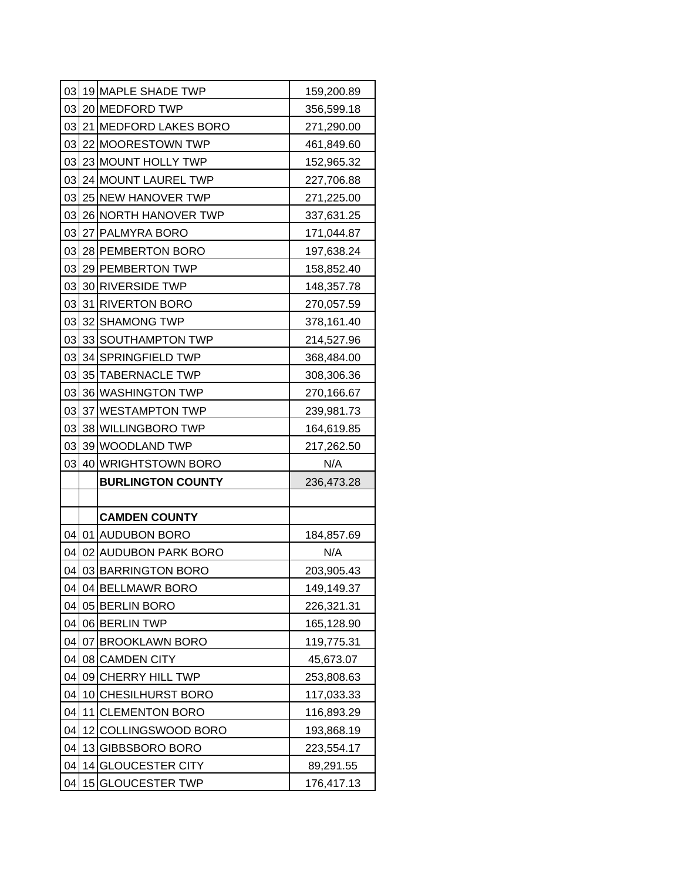| | | | |
|---|---|---|---|
| 03 | 19 | MAPLE SHADE TWP | 159,200.89 |
| 03 | 20 | MEDFORD TWP | 356,599.18 |
| 03 | 21 | MEDFORD LAKES BORO | 271,290.00 |
| 03 | 22 | MOORESTOWN TWP | 461,849.60 |
| 03 | 23 | MOUNT HOLLY TWP | 152,965.32 |
| 03 | 24 | MOUNT LAUREL TWP | 227,706.88 |
| 03 | 25 | NEW HANOVER TWP | 271,225.00 |
| 03 | 26 | NORTH HANOVER TWP | 337,631.25 |
| 03 | 27 | PALMYRA BORO | 171,044.87 |
| 03 | 28 | PEMBERTON BORO | 197,638.24 |
| 03 | 29 | PEMBERTON TWP | 158,852.40 |
| 03 | 30 | RIVERSIDE TWP | 148,357.78 |
| 03 | 31 | RIVERTON BORO | 270,057.59 |
| 03 | 32 | SHAMONG TWP | 378,161.40 |
| 03 | 33 | SOUTHAMPTON TWP | 214,527.96 |
| 03 | 34 | SPRINGFIELD TWP | 368,484.00 |
| 03 | 35 | TABERNACLE TWP | 308,306.36 |
| 03 | 36 | WASHINGTON TWP | 270,166.67 |
| 03 | 37 | WESTAMPTON TWP | 239,981.73 |
| 03 | 38 | WILLINGBORO TWP | 164,619.85 |
| 03 | 39 | WOODLAND TWP | 217,262.50 |
| 03 | 40 | WRIGHTSTOWN BORO | N/A |
| | | **BURLINGTON COUNTY** | 236,473.28 |
| | | | |
| | | **CAMDEN COUNTY** | |
| 04 | 01 | AUDUBON BORO | 184,857.69 |
| 04 | 02 | AUDUBON PARK BORO | N/A |
| 04 | 03 | BARRINGTON BORO | 203,905.43 |
| 04 | 04 | BELLMAWR BORO | 149,149.37 |
| 04 | 05 | BERLIN BORO | 226,321.31 |
| 04 | 06 | BERLIN TWP | 165,128.90 |
| 04 | 07 | BROOKLAWN BORO | 119,775.31 |
| 04 | 08 | CAMDEN CITY | 45,673.07 |
| 04 | 09 | CHERRY HILL TWP | 253,808.63 |
| 04 | 10 | CHESILHURST BORO | 117,033.33 |
| 04 | 11 | CLEMENTON BORO | 116,893.29 |
| 04 | 12 | COLLINGSWOOD BORO | 193,868.19 |
| 04 | 13 | GIBBSBORO BORO | 223,554.17 |
| 04 | 14 | GLOUCESTER CITY | 89,291.55 |
| 04 | 15 | GLOUCESTER TWP | 176,417.13 |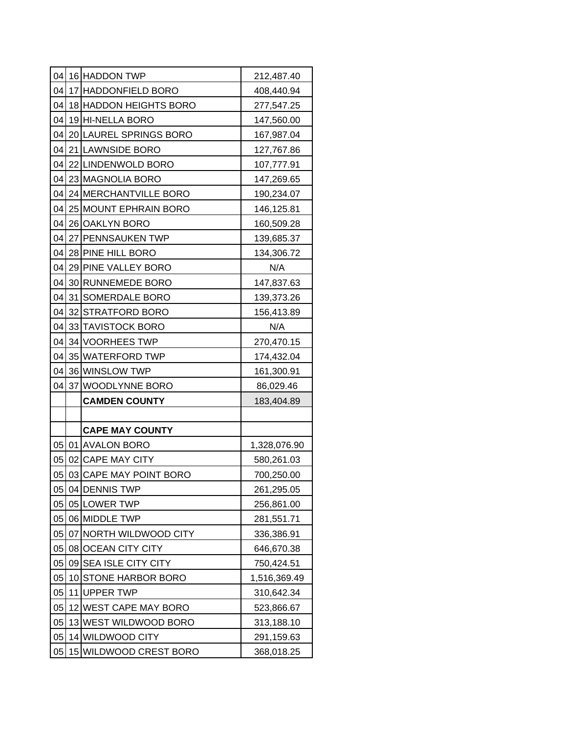| | | | |
|---|---|---|---|
| 04 | 16 | HADDON TWP | 212,487.40 |
| 04 | 17 | HADDONFIELD BORO | 408,440.94 |
| 04 | 18 | HADDON HEIGHTS BORO | 277,547.25 |
| 04 | 19 | HI-NELLA BORO | 147,560.00 |
| 04 | 20 | LAUREL SPRINGS BORO | 167,987.04 |
| 04 | 21 | LAWNSIDE BORO | 127,767.86 |
| 04 | 22 | LINDENWOLD BORO | 107,777.91 |
| 04 | 23 | MAGNOLIA BORO | 147,269.65 |
| 04 | 24 | MERCHANTVILLE BORO | 190,234.07 |
| 04 | 25 | MOUNT EPHRAIN BORO | 146,125.81 |
| 04 | 26 | OAKLYN BORO | 160,509.28 |
| 04 | 27 | PENNSAUKEN TWP | 139,685.37 |
| 04 | 28 | PINE HILL BORO | 134,306.72 |
| 04 | 29 | PINE VALLEY BORO | N/A |
| 04 | 30 | RUNNEMEDE BORO | 147,837.63 |
| 04 | 31 | SOMERDALE BORO | 139,373.26 |
| 04 | 32 | STRATFORD BORO | 156,413.89 |
| 04 | 33 | TAVISTOCK BORO | N/A |
| 04 | 34 | VOORHEES TWP | 270,470.15 |
| 04 | 35 | WATERFORD TWP | 174,432.04 |
| 04 | 36 | WINSLOW TWP | 161,300.91 |
| 04 | 37 | WOODLYNNE BORO | 86,029.46 |
| | | **CAMDEN COUNTY** | 183,404.89 |
| | | | |
| | | **CAPE MAY COUNTY** | |
| 05 | 01 | AVALON BORO | 1,328,076.90 |
| 05 | 02 | CAPE MAY CITY | 580,261.03 |
| 05 | 03 | CAPE MAY POINT BORO | 700,250.00 |
| 05 | 04 | DENNIS TWP | 261,295.05 |
| 05 | 05 | LOWER TWP | 256,861.00 |
| 05 | 06 | MIDDLE TWP | 281,551.71 |
| 05 | 07 | NORTH WILDWOOD CITY | 336,386.91 |
| 05 | 08 | OCEAN CITY CITY | 646,670.38 |
| 05 | 09 | SEA ISLE CITY CITY | 750,424.51 |
| 05 | 10 | STONE HARBOR BORO | 1,516,369.49 |
| 05 | 11 | UPPER TWP | 310,642.34 |
| 05 | 12 | WEST CAPE MAY BORO | 523,866.67 |
| 05 | 13 | WEST WILDWOOD BORO | 313,188.10 |
| 05 | 14 | WILDWOOD CITY | 291,159.63 |
| 05 | 15 | WILDWOOD CREST BORO | 368,018.25 |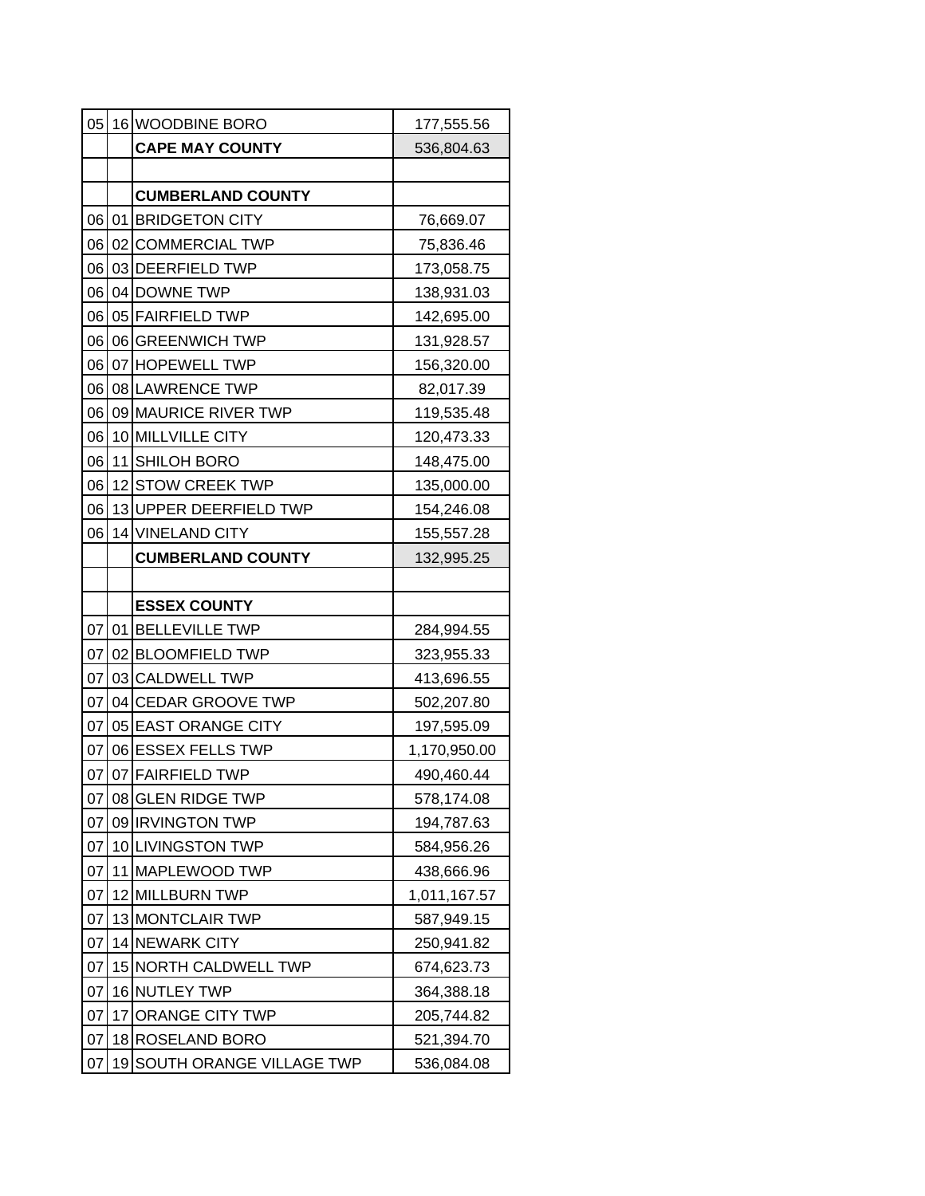| | | | |
|---|---|---|---|
| 05 | 16 | WOODBINE BORO | 177,555.56 |
| | | **CAPE MAY COUNTY** | 536,804.63 |
| | | | |
| | | **CUMBERLAND COUNTY** | |
| 06 | 01 | BRIDGETON CITY | 76,669.07 |
| 06 | 02 | COMMERCIAL TWP | 75,836.46 |
| 06 | 03 | DEERFIELD TWP | 173,058.75 |
| 06 | 04 | DOWNE TWP | 138,931.03 |
| 06 | 05 | FAIRFIELD TWP | 142,695.00 |
| 06 | 06 | GREENWICH TWP | 131,928.57 |
| 06 | 07 | HOPEWELL TWP | 156,320.00 |
| 06 | 08 | LAWRENCE TWP | 82,017.39 |
| 06 | 09 | MAURICE RIVER TWP | 119,535.48 |
| 06 | 10 | MILLVILLE CITY | 120,473.33 |
| 06 | 11 | SHILOH BORO | 148,475.00 |
| 06 | 12 | STOW CREEK TWP | 135,000.00 |
| 06 | 13 | UPPER DEERFIELD TWP | 154,246.08 |
| 06 | 14 | VINELAND CITY | 155,557.28 |
| | | **CUMBERLAND COUNTY** | 132,995.25 |
| | | | |
| | | **ESSEX COUNTY** | |
| 07 | 01 | BELLEVILLE TWP | 284,994.55 |
| 07 | 02 | BLOOMFIELD TWP | 323,955.33 |
| 07 | 03 | CALDWELL TWP | 413,696.55 |
| 07 | 04 | CEDAR GROOVE TWP | 502,207.80 |
| 07 | 05 | EAST ORANGE CITY | 197,595.09 |
| 07 | 06 | ESSEX FELLS TWP | 1,170,950.00 |
| 07 | 07 | FAIRFIELD TWP | 490,460.44 |
| 07 | 08 | GLEN RIDGE TWP | 578,174.08 |
| 07 | 09 | IRVINGTON TWP | 194,787.63 |
| 07 | 10 | LIVINGSTON TWP | 584,956.26 |
| 07 | 11 | MAPLEWOOD TWP | 438,666.96 |
| 07 | 12 | MILLBURN TWP | 1,011,167.57 |
| 07 | 13 | MONTCLAIR TWP | 587,949.15 |
| 07 | 14 | NEWARK CITY | 250,941.82 |
| 07 | 15 | NORTH CALDWELL TWP | 674,623.73 |
| 07 | 16 | NUTLEY TWP | 364,388.18 |
| 07 | 17 | ORANGE CITY TWP | 205,744.82 |
| 07 | 18 | ROSELAND BORO | 521,394.70 |
| 07 | 19 | SOUTH ORANGE VILLAGE TWP | 536,084.08 |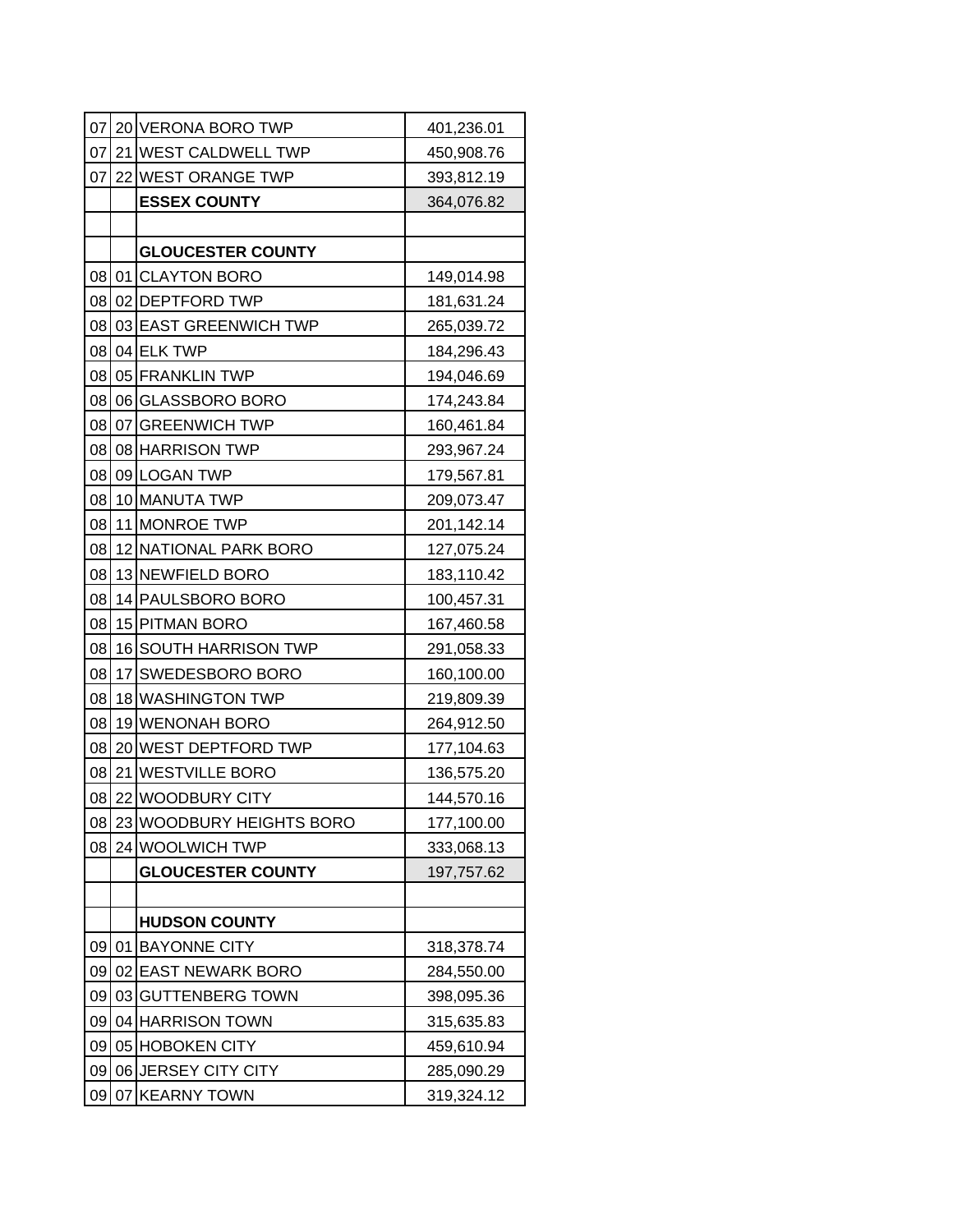| | | | |
|---|---|---|---|
| 07 | 20 | VERONA BORO TWP | 401,236.01 |
| 07 | 21 | WEST CALDWELL TWP | 450,908.76 |
| 07 | 22 | WEST ORANGE TWP | 393,812.19 |
| | | **ESSEX COUNTY** | 364,076.82 |
| | | | |
| | | **GLOUCESTER COUNTY** | |
| 08 | 01 | CLAYTON BORO | 149,014.98 |
| 08 | 02 | DEPTFORD TWP | 181,631.24 |
| 08 | 03 | EAST GREENWICH TWP | 265,039.72 |
| 08 | 04 | ELK TWP | 184,296.43 |
| 08 | 05 | FRANKLIN TWP | 194,046.69 |
| 08 | 06 | GLASSBORO BORO | 174,243.84 |
| 08 | 07 | GREENWICH TWP | 160,461.84 |
| 08 | 08 | HARRISON TWP | 293,967.24 |
| 08 | 09 | LOGAN TWP | 179,567.81 |
| 08 | 10 | MANUTA TWP | 209,073.47 |
| 08 | 11 | MONROE TWP | 201,142.14 |
| 08 | 12 | NATIONAL PARK BORO | 127,075.24 |
| 08 | 13 | NEWFIELD BORO | 183,110.42 |
| 08 | 14 | PAULSBORO BORO | 100,457.31 |
| 08 | 15 | PITMAN BORO | 167,460.58 |
| 08 | 16 | SOUTH HARRISON TWP | 291,058.33 |
| 08 | 17 | SWEDESBORO BORO | 160,100.00 |
| 08 | 18 | WASHINGTON TWP | 219,809.39 |
| 08 | 19 | WENONAH BORO | 264,912.50 |
| 08 | 20 | WEST DEPTFORD TWP | 177,104.63 |
| 08 | 21 | WESTVILLE BORO | 136,575.20 |
| 08 | 22 | WOODBURY CITY | 144,570.16 |
| 08 | 23 | WOODBURY HEIGHTS BORO | 177,100.00 |
| 08 | 24 | WOOLWICH TWP | 333,068.13 |
| | | **GLOUCESTER COUNTY** | 197,757.62 |
| | | | |
| | | **HUDSON COUNTY** | |
| 09 | 01 | BAYONNE CITY | 318,378.74 |
| 09 | 02 | EAST NEWARK BORO | 284,550.00 |
| 09 | 03 | GUTTENBERG TOWN | 398,095.36 |
| 09 | 04 | HARRISON TOWN | 315,635.83 |
| 09 | 05 | HOBOKEN CITY | 459,610.94 |
| 09 | 06 | JERSEY CITY CITY | 285,090.29 |
| 09 | 07 | KEARNY TOWN | 319,324.12 |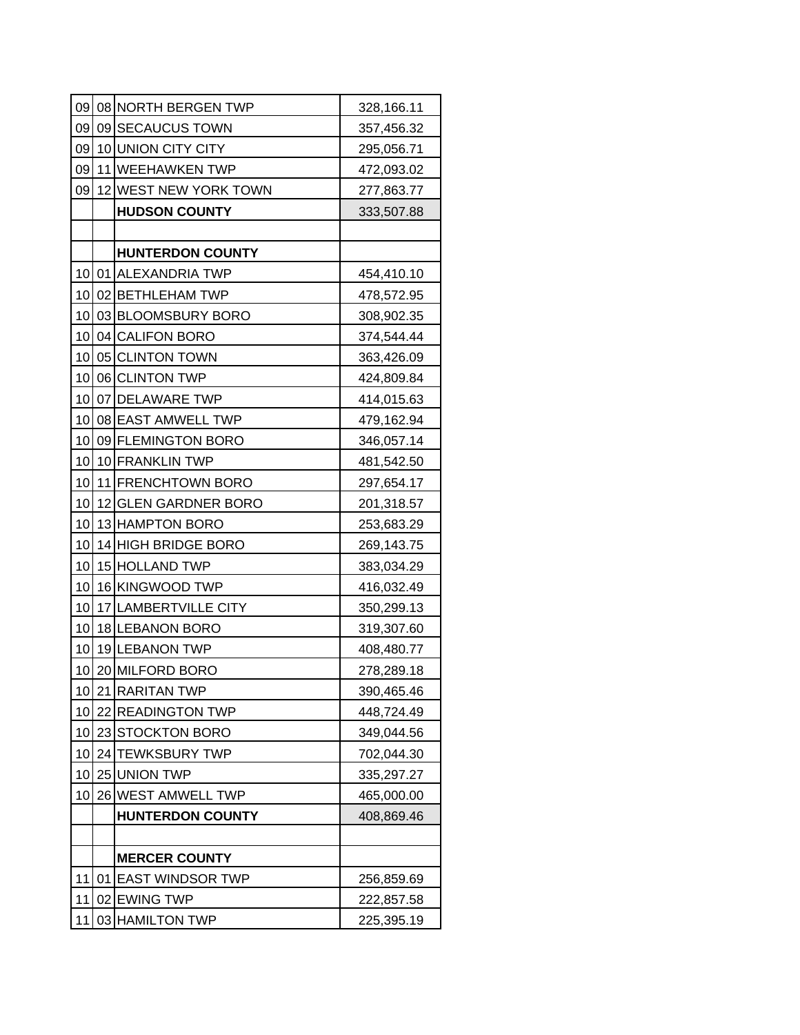| | | | |
|---|---|---|---|
| 09 | 08 | NORTH BERGEN TWP | 328,166.11 |
| 09 | 09 | SECAUCUS TOWN | 357,456.32 |
| 09 | 10 | UNION CITY CITY | 295,056.71 |
| 09 | 11 | WEEHAWKEN TWP | 472,093.02 |
| 09 | 12 | WEST NEW YORK TOWN | 277,863.77 |
| | | **HUDSON COUNTY** | 333,507.88 |
| | | | |
| | | **HUNTERDON COUNTY** | |
| 10 | 01 | ALEXANDRIA TWP | 454,410.10 |
| 10 | 02 | BETHLEHAM TWP | 478,572.95 |
| 10 | 03 | BLOOMSBURY BORO | 308,902.35 |
| 10 | 04 | CALIFON BORO | 374,544.44 |
| 10 | 05 | CLINTON TOWN | 363,426.09 |
| 10 | 06 | CLINTON TWP | 424,809.84 |
| 10 | 07 | DELAWARE TWP | 414,015.63 |
| 10 | 08 | EAST AMWELL TWP | 479,162.94 |
| 10 | 09 | FLEMINGTON BORO | 346,057.14 |
| 10 | 10 | FRANKLIN TWP | 481,542.50 |
| 10 | 11 | FRENCHTOWN BORO | 297,654.17 |
| 10 | 12 | GLEN GARDNER BORO | 201,318.57 |
| 10 | 13 | HAMPTON BORO | 253,683.29 |
| 10 | 14 | HIGH BRIDGE BORO | 269,143.75 |
| 10 | 15 | HOLLAND TWP | 383,034.29 |
| 10 | 16 | KINGWOOD TWP | 416,032.49 |
| 10 | 17 | LAMBERTVILLE CITY | 350,299.13 |
| 10 | 18 | LEBANON BORO | 319,307.60 |
| 10 | 19 | LEBANON TWP | 408,480.77 |
| 10 | 20 | MILFORD BORO | 278,289.18 |
| 10 | 21 | RARITAN TWP | 390,465.46 |
| 10 | 22 | READINGTON TWP | 448,724.49 |
| 10 | 23 | STOCKTON BORO | 349,044.56 |
| 10 | 24 | TEWKSBURY TWP | 702,044.30 |
| 10 | 25 | UNION TWP | 335,297.27 |
| 10 | 26 | WEST AMWELL TWP | 465,000.00 |
| | | **HUNTERDON COUNTY** | 408,869.46 |
| | | | |
| | | **MERCER COUNTY** | |
| 11 | 01 | EAST WINDSOR TWP | 256,859.69 |
| 11 | 02 | EWING TWP | 222,857.58 |
| 11 | 03 | HAMILTON TWP | 225,395.19 |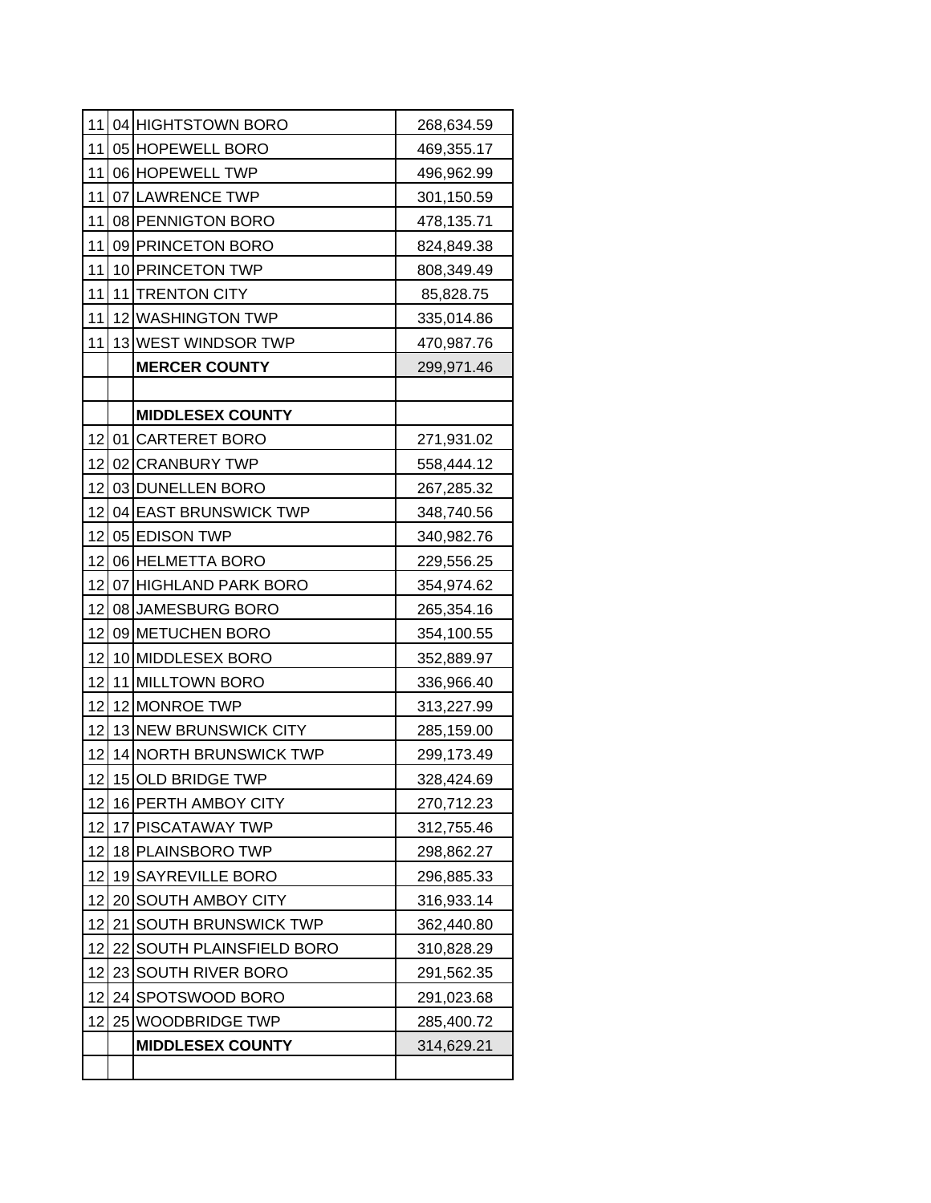| | | | |
|---|---|---|---|
| 11 | 04 | HIGHTSTOWN BORO | 268,634.59 |
| 11 | 05 | HOPEWELL BORO | 469,355.17 |
| 11 | 06 | HOPEWELL TWP | 496,962.99 |
| 11 | 07 | LAWRENCE TWP | 301,150.59 |
| 11 | 08 | PENNIGTON BORO | 478,135.71 |
| 11 | 09 | PRINCETON BORO | 824,849.38 |
| 11 | 10 | PRINCETON TWP | 808,349.49 |
| 11 | 11 | TRENTON CITY | 85,828.75 |
| 11 | 12 | WASHINGTON TWP | 335,014.86 |
| 11 | 13 | WEST WINDSOR TWP | 470,987.76 |
| | | **MERCER COUNTY** | 299,971.46 |
| | | | |
| | | **MIDDLESEX COUNTY** | |
| 12 | 01 | CARTERET BORO | 271,931.02 |
| 12 | 02 | CRANBURY TWP | 558,444.12 |
| 12 | 03 | DUNELLEN BORO | 267,285.32 |
| 12 | 04 | EAST BRUNSWICK TWP | 348,740.56 |
| 12 | 05 | EDISON TWP | 340,982.76 |
| 12 | 06 | HELMETTA BORO | 229,556.25 |
| 12 | 07 | HIGHLAND PARK BORO | 354,974.62 |
| 12 | 08 | JAMESBURG BORO | 265,354.16 |
| 12 | 09 | METUCHEN BORO | 354,100.55 |
| 12 | 10 | MIDDLESEX BORO | 352,889.97 |
| 12 | 11 | MILLTOWN BORO | 336,966.40 |
| 12 | 12 | MONROE TWP | 313,227.99 |
| 12 | 13 | NEW BRUNSWICK CITY | 285,159.00 |
| 12 | 14 | NORTH BRUNSWICK TWP | 299,173.49 |
| 12 | 15 | OLD BRIDGE TWP | 328,424.69 |
| 12 | 16 | PERTH AMBOY CITY | 270,712.23 |
| 12 | 17 | PISCATAWAY TWP | 312,755.46 |
| 12 | 18 | PLAINSBORO TWP | 298,862.27 |
| 12 | 19 | SAYREVILLE BORO | 296,885.33 |
| 12 | 20 | SOUTH AMBOY CITY | 316,933.14 |
| 12 | 21 | SOUTH BRUNSWICK TWP | 362,440.80 |
| 12 | 22 | SOUTH PLAINSFIELD BORO | 310,828.29 |
| 12 | 23 | SOUTH RIVER BORO | 291,562.35 |
| 12 | 24 | SPOTSWOOD BORO | 291,023.68 |
| 12 | 25 | WOODBRIDGE TWP | 285,400.72 |
| | | **MIDDLESEX COUNTY** | 314,629.21 |
| | | | |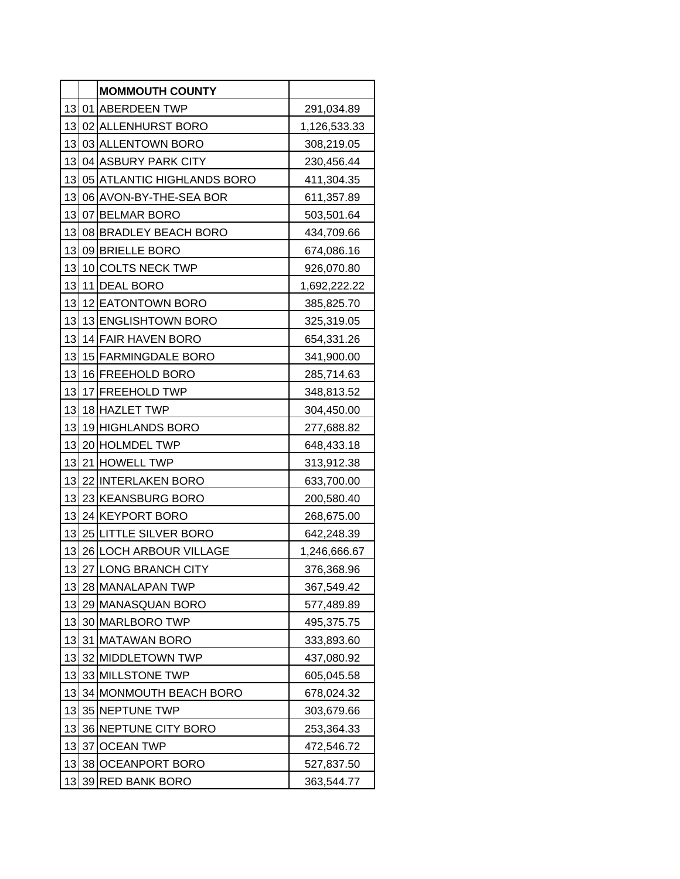| | | **MOMMOUTH COUNTY** | |
|---|---|---|---|
| 13 | 01 | ABERDEEN TWP | 291,034.89 |
| 13 | 02 | ALLENHURST BORO | 1,126,533.33 |
| 13 | 03 | ALLENTOWN BORO | 308,219.05 |
| 13 | 04 | ASBURY PARK CITY | 230,456.44 |
| 13 | 05 | ATLANTIC HIGHLANDS BORO | 411,304.35 |
| 13 | 06 | AVON-BY-THE-SEA BOR | 611,357.89 |
| 13 | 07 | BELMAR BORO | 503,501.64 |
| 13 | 08 | BRADLEY BEACH BORO | 434,709.66 |
| 13 | 09 | BRIELLE BORO | 674,086.16 |
| 13 | 10 | COLTS NECK TWP | 926,070.80 |
| 13 | 11 | DEAL BORO | 1,692,222.22 |
| 13 | 12 | EATONTOWN BORO | 385,825.70 |
| 13 | 13 | ENGLISHTOWN BORO | 325,319.05 |
| 13 | 14 | FAIR HAVEN BORO | 654,331.26 |
| 13 | 15 | FARMINGDALE BORO | 341,900.00 |
| 13 | 16 | FREEHOLD BORO | 285,714.63 |
| 13 | 17 | FREEHOLD TWP | 348,813.52 |
| 13 | 18 | HAZLET TWP | 304,450.00 |
| 13 | 19 | HIGHLANDS BORO | 277,688.82 |
| 13 | 20 | HOLMDEL TWP | 648,433.18 |
| 13 | 21 | HOWELL TWP | 313,912.38 |
| 13 | 22 | INTERLAKEN BORO | 633,700.00 |
| 13 | 23 | KEANSBURG BORO | 200,580.40 |
| 13 | 24 | KEYPORT BORO | 268,675.00 |
| 13 | 25 | LITTLE SILVER BORO | 642,248.39 |
| 13 | 26 | LOCH ARBOUR VILLAGE | 1,246,666.67 |
| 13 | 27 | LONG BRANCH CITY | 376,368.96 |
| 13 | 28 | MANALAPAN TWP | 367,549.42 |
| 13 | 29 | MANASQUAN BORO | 577,489.89 |
| 13 | 30 | MARLBORO TWP | 495,375.75 |
| 13 | 31 | MATAWAN BORO | 333,893.60 |
| 13 | 32 | MIDDLETOWN TWP | 437,080.92 |
| 13 | 33 | MILLSTONE TWP | 605,045.58 |
| 13 | 34 | MONMOUTH BEACH BORO | 678,024.32 |
| 13 | 35 | NEPTUNE TWP | 303,679.66 |
| 13 | 36 | NEPTUNE CITY BORO | 253,364.33 |
| 13 | 37 | OCEAN TWP | 472,546.72 |
| 13 | 38 | OCEANPORT BORO | 527,837.50 |
| 13 | 39 | RED BANK BORO | 363,544.77 |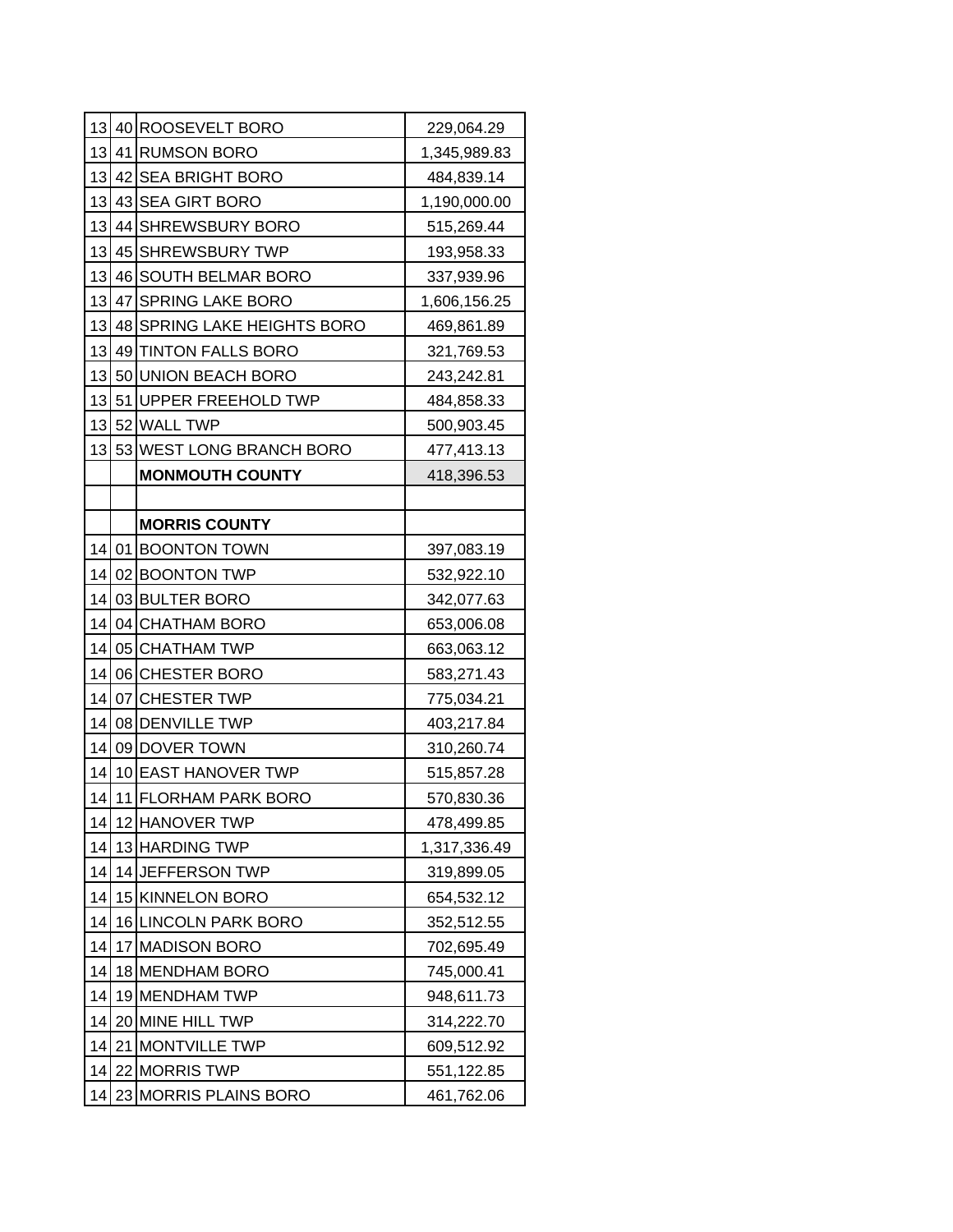| | | | |
|---|---|---|---|
| 13 | 40 | ROOSEVELT BORO | 229,064.29 |
| 13 | 41 | RUMSON BORO | 1,345,989.83 |
| 13 | 42 | SEA BRIGHT BORO | 484,839.14 |
| 13 | 43 | SEA GIRT BORO | 1,190,000.00 |
| 13 | 44 | SHREWSBURY BORO | 515,269.44 |
| 13 | 45 | SHREWSBURY TWP | 193,958.33 |
| 13 | 46 | SOUTH BELMAR BORO | 337,939.96 |
| 13 | 47 | SPRING LAKE BORO | 1,606,156.25 |
| 13 | 48 | SPRING LAKE HEIGHTS BORO | 469,861.89 |
| 13 | 49 | TINTON FALLS BORO | 321,769.53 |
| 13 | 50 | UNION BEACH BORO | 243,242.81 |
| 13 | 51 | UPPER FREEHOLD TWP | 484,858.33 |
| 13 | 52 | WALL TWP | 500,903.45 |
| 13 | 53 | WEST LONG BRANCH BORO | 477,413.13 |
| | | **MONMOUTH COUNTY** | 418,396.53 |
| | | | |
| | | **MORRIS COUNTY** | |
| 14 | 01 | BOONTON TOWN | 397,083.19 |
| 14 | 02 | BOONTON TWP | 532,922.10 |
| 14 | 03 | BULTER BORO | 342,077.63 |
| 14 | 04 | CHATHAM BORO | 653,006.08 |
| 14 | 05 | CHATHAM TWP | 663,063.12 |
| 14 | 06 | CHESTER BORO | 583,271.43 |
| 14 | 07 | CHESTER TWP | 775,034.21 |
| 14 | 08 | DENVILLE TWP | 403,217.84 |
| 14 | 09 | DOVER TOWN | 310,260.74 |
| 14 | 10 | EAST HANOVER TWP | 515,857.28 |
| 14 | 11 | FLORHAM PARK BORO | 570,830.36 |
| 14 | 12 | HANOVER TWP | 478,499.85 |
| 14 | 13 | HARDING TWP | 1,317,336.49 |
| 14 | 14 | JEFFERSON TWP | 319,899.05 |
| 14 | 15 | KINNELON BORO | 654,532.12 |
| 14 | 16 | LINCOLN PARK BORO | 352,512.55 |
| 14 | 17 | MADISON BORO | 702,695.49 |
| 14 | 18 | MENDHAM BORO | 745,000.41 |
| 14 | 19 | MENDHAM TWP | 948,611.73 |
| 14 | 20 | MINE HILL TWP | 314,222.70 |
| 14 | 21 | MONTVILLE TWP | 609,512.92 |
| 14 | 22 | MORRIS TWP | 551,122.85 |
| 14 | 23 | MORRIS PLAINS BORO | 461,762.06 |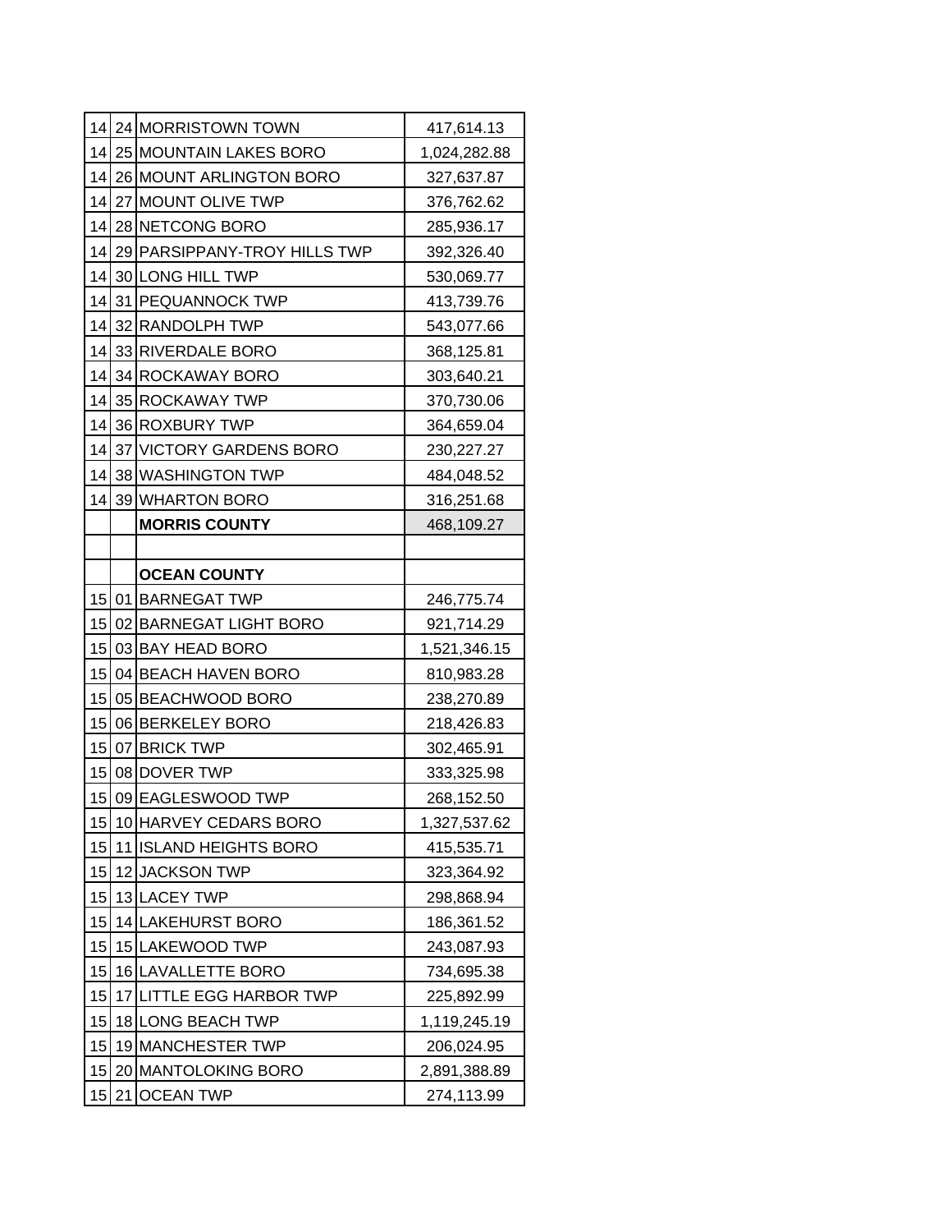| | | | |
|---|---|---|---|
| 14 | 24 | MORRISTOWN TOWN | 417,614.13 |
| 14 | 25 | MOUNTAIN LAKES BORO | 1,024,282.88 |
| 14 | 26 | MOUNT ARLINGTON BORO | 327,637.87 |
| 14 | 27 | MOUNT OLIVE TWP | 376,762.62 |
| 14 | 28 | NETCONG BORO | 285,936.17 |
| 14 | 29 | PARSIPPANY-TROY HILLS TWP | 392,326.40 |
| 14 | 30 | LONG HILL TWP | 530,069.77 |
| 14 | 31 | PEQUANNOCK TWP | 413,739.76 |
| 14 | 32 | RANDOLPH TWP | 543,077.66 |
| 14 | 33 | RIVERDALE BORO | 368,125.81 |
| 14 | 34 | ROCKAWAY BORO | 303,640.21 |
| 14 | 35 | ROCKAWAY TWP | 370,730.06 |
| 14 | 36 | ROXBURY TWP | 364,659.04 |
| 14 | 37 | VICTORY GARDENS BORO | 230,227.27 |
| 14 | 38 | WASHINGTON TWP | 484,048.52 |
| 14 | 39 | WHARTON BORO | 316,251.68 |
| | | **MORRIS COUNTY** | 468,109.27 |
| | | | |
| | | **OCEAN COUNTY** | |
| 15 | 01 | BARNEGAT TWP | 246,775.74 |
| 15 | 02 | BARNEGAT LIGHT BORO | 921,714.29 |
| 15 | 03 | BAY HEAD BORO | 1,521,346.15 |
| 15 | 04 | BEACH HAVEN BORO | 810,983.28 |
| 15 | 05 | BEACHWOOD BORO | 238,270.89 |
| 15 | 06 | BERKELEY BORO | 218,426.83 |
| 15 | 07 | BRICK TWP | 302,465.91 |
| 15 | 08 | DOVER TWP | 333,325.98 |
| 15 | 09 | EAGLESWOOD TWP | 268,152.50 |
| 15 | 10 | HARVEY CEDARS BORO | 1,327,537.62 |
| 15 | 11 | ISLAND HEIGHTS BORO | 415,535.71 |
| 15 | 12 | JACKSON TWP | 323,364.92 |
| 15 | 13 | LACEY TWP | 298,868.94 |
| 15 | 14 | LAKEHURST BORO | 186,361.52 |
| 15 | 15 | LAKEWOOD TWP | 243,087.93 |
| 15 | 16 | LAVALLETTE BORO | 734,695.38 |
| 15 | 17 | LITTLE EGG HARBOR TWP | 225,892.99 |
| 15 | 18 | LONG BEACH TWP | 1,119,245.19 |
| 15 | 19 | MANCHESTER TWP | 206,024.95 |
| 15 | 20 | MANTOLOKING BORO | 2,891,388.89 |
| 15 | 21 | OCEAN TWP | 274,113.99 |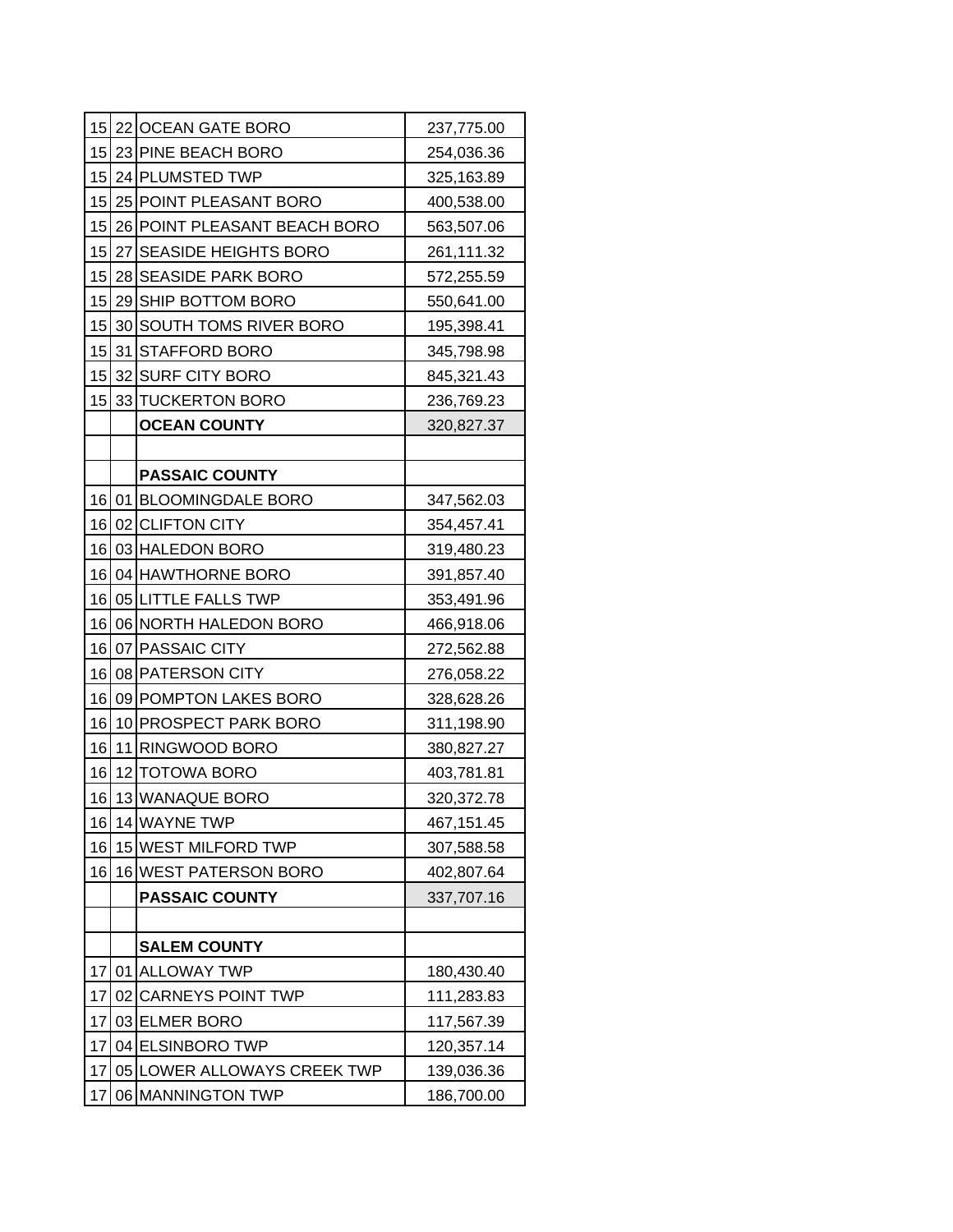| | | | |
|---|---|---|---|
| 15 | 22 | OCEAN GATE BORO | 237,775.00 |
| 15 | 23 | PINE BEACH BORO | 254,036.36 |
| 15 | 24 | PLUMSTED TWP | 325,163.89 |
| 15 | 25 | POINT PLEASANT BORO | 400,538.00 |
| 15 | 26 | POINT PLEASANT BEACH BORO | 563,507.06 |
| 15 | 27 | SEASIDE HEIGHTS BORO | 261,111.32 |
| 15 | 28 | SEASIDE PARK BORO | 572,255.59 |
| 15 | 29 | SHIP BOTTOM BORO | 550,641.00 |
| 15 | 30 | SOUTH TOMS RIVER BORO | 195,398.41 |
| 15 | 31 | STAFFORD BORO | 345,798.98 |
| 15 | 32 | SURF CITY BORO | 845,321.43 |
| 15 | 33 | TUCKERTON BORO | 236,769.23 |
| | | **OCEAN COUNTY** | 320,827.37 |
| | | | |
| | | **PASSAIC COUNTY** | |
| 16 | 01 | BLOOMINGDALE BORO | 347,562.03 |
| 16 | 02 | CLIFTON CITY | 354,457.41 |
| 16 | 03 | HALEDON BORO | 319,480.23 |
| 16 | 04 | HAWTHORNE BORO | 391,857.40 |
| 16 | 05 | LITTLE FALLS TWP | 353,491.96 |
| 16 | 06 | NORTH HALEDON BORO | 466,918.06 |
| 16 | 07 | PASSAIC CITY | 272,562.88 |
| 16 | 08 | PATERSON CITY | 276,058.22 |
| 16 | 09 | POMPTON LAKES BORO | 328,628.26 |
| 16 | 10 | PROSPECT PARK BORO | 311,198.90 |
| 16 | 11 | RINGWOOD BORO | 380,827.27 |
| 16 | 12 | TOTOWA BORO | 403,781.81 |
| 16 | 13 | WANAQUE BORO | 320,372.78 |
| 16 | 14 | WAYNE TWP | 467,151.45 |
| 16 | 15 | WEST MILFORD TWP | 307,588.58 |
| 16 | 16 | WEST PATERSON BORO | 402,807.64 |
| | | **PASSAIC COUNTY** | 337,707.16 |
| | | | |
| | | **SALEM COUNTY** | |
| 17 | 01 | ALLOWAY TWP | 180,430.40 |
| 17 | 02 | CARNEYS POINT TWP | 111,283.83 |
| 17 | 03 | ELMER BORO | 117,567.39 |
| 17 | 04 | ELSINBORO TWP | 120,357.14 |
| 17 | 05 | LOWER ALLOWAYS CREEK TWP | 139,036.36 |
| 17 | 06 | MANNINGTON TWP | 186,700.00 |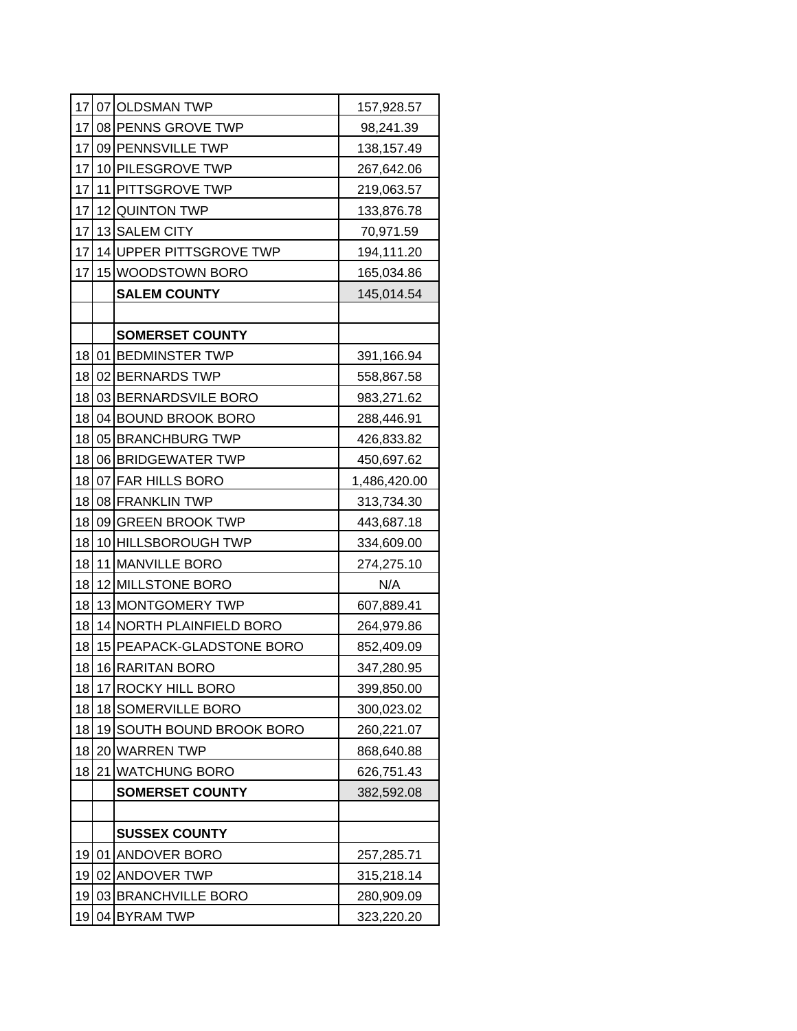| | | | |
|---|---|---|---|
| 17 | 07 | OLDSMAN TWP | 157,928.57 |
| 17 | 08 | PENNS GROVE TWP | 98,241.39 |
| 17 | 09 | PENNSVILLE TWP | 138,157.49 |
| 17 | 10 | PILESGROVE TWP | 267,642.06 |
| 17 | 11 | PITTSGROVE TWP | 219,063.57 |
| 17 | 12 | QUINTON TWP | 133,876.78 |
| 17 | 13 | SALEM CITY | 70,971.59 |
| 17 | 14 | UPPER PITTSGROVE TWP | 194,111.20 |
| 17 | 15 | WOODSTOWN BORO | 165,034.86 |
| | | **SALEM COUNTY** | 145,014.54 |
| | | | |
| | | **SOMERSET COUNTY** | |
| 18 | 01 | BEDMINSTER TWP | 391,166.94 |
| 18 | 02 | BERNARDS TWP | 558,867.58 |
| 18 | 03 | BERNARDSVILE BORO | 983,271.62 |
| 18 | 04 | BOUND BROOK BORO | 288,446.91 |
| 18 | 05 | BRANCHBURG TWP | 426,833.82 |
| 18 | 06 | BRIDGEWATER TWP | 450,697.62 |
| 18 | 07 | FAR HILLS BORO | 1,486,420.00 |
| 18 | 08 | FRANKLIN TWP | 313,734.30 |
| 18 | 09 | GREEN BROOK TWP | 443,687.18 |
| 18 | 10 | HILLSBOROUGH TWP | 334,609.00 |
| 18 | 11 | MANVILLE BORO | 274,275.10 |
| 18 | 12 | MILLSTONE BORO | N/A |
| 18 | 13 | MONTGOMERY TWP | 607,889.41 |
| 18 | 14 | NORTH PLAINFIELD BORO | 264,979.86 |
| 18 | 15 | PEAPACK-GLADSTONE BORO | 852,409.09 |
| 18 | 16 | RARITAN BORO | 347,280.95 |
| 18 | 17 | ROCKY HILL BORO | 399,850.00 |
| 18 | 18 | SOMERVILLE BORO | 300,023.02 |
| 18 | 19 | SOUTH BOUND BROOK BORO | 260,221.07 |
| 18 | 20 | WARREN TWP | 868,640.88 |
| 18 | 21 | WATCHUNG BORO | 626,751.43 |
| | | **SOMERSET COUNTY** | 382,592.08 |
| | | | |
| | | **SUSSEX COUNTY** | |
| 19 | 01 | ANDOVER BORO | 257,285.71 |
| 19 | 02 | ANDOVER TWP | 315,218.14 |
| 19 | 03 | BRANCHVILLE BORO | 280,909.09 |
| 19 | 04 | BYRAM TWP | 323,220.20 |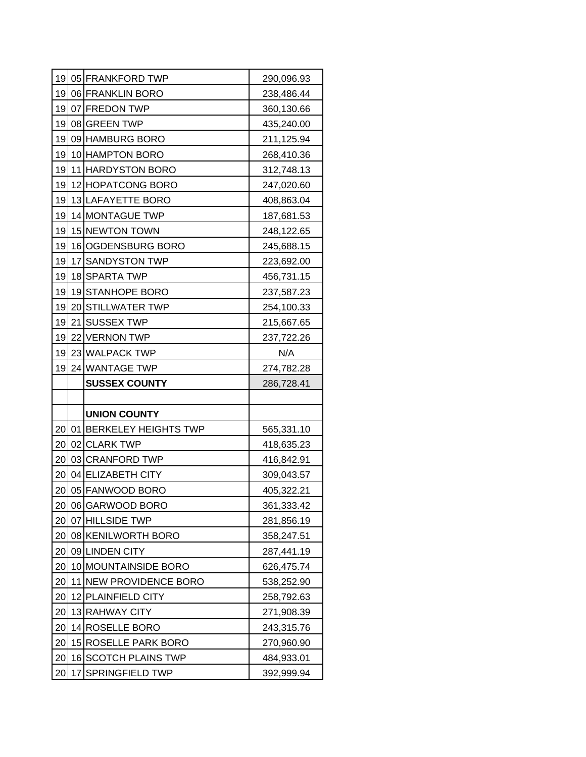| | | | |
|---|---|---|---|
| 19 | 05 | FRANKFORD TWP | 290,096.93 |
| 19 | 06 | FRANKLIN BORO | 238,486.44 |
| 19 | 07 | FREDON TWP | 360,130.66 |
| 19 | 08 | GREEN TWP | 435,240.00 |
| 19 | 09 | HAMBURG BORO | 211,125.94 |
| 19 | 10 | HAMPTON BORO | 268,410.36 |
| 19 | 11 | HARDYSTON BORO | 312,748.13 |
| 19 | 12 | HOPATCONG BORO | 247,020.60 |
| 19 | 13 | LAFAYETTE BORO | 408,863.04 |
| 19 | 14 | MONTAGUE TWP | 187,681.53 |
| 19 | 15 | NEWTON TOWN | 248,122.65 |
| 19 | 16 | OGDENSBURG BORO | 245,688.15 |
| 19 | 17 | SANDYSTON TWP | 223,692.00 |
| 19 | 18 | SPARTA TWP | 456,731.15 |
| 19 | 19 | STANHOPE BORO | 237,587.23 |
| 19 | 20 | STILLWATER TWP | 254,100.33 |
| 19 | 21 | SUSSEX TWP | 215,667.65 |
| 19 | 22 | VERNON TWP | 237,722.26 |
| 19 | 23 | WALPACK TWP | N/A |
| 19 | 24 | WANTAGE TWP | 274,782.28 |
| | | **SUSSEX COUNTY** | 286,728.41 |
| | | | |
| | | **UNION COUNTY** | |
| 20 | 01 | BERKELEY HEIGHTS TWP | 565,331.10 |
| 20 | 02 | CLARK TWP | 418,635.23 |
| 20 | 03 | CRANFORD TWP | 416,842.91 |
| 20 | 04 | ELIZABETH CITY | 309,043.57 |
| 20 | 05 | FANWOOD BORO | 405,322.21 |
| 20 | 06 | GARWOOD BORO | 361,333.42 |
| 20 | 07 | HILLSIDE TWP | 281,856.19 |
| 20 | 08 | KENILWORTH BORO | 358,247.51 |
| 20 | 09 | LINDEN CITY | 287,441.19 |
| 20 | 10 | MOUNTAINSIDE BORO | 626,475.74 |
| 20 | 11 | NEW PROVIDENCE BORO | 538,252.90 |
| 20 | 12 | PLAINFIELD CITY | 258,792.63 |
| 20 | 13 | RAHWAY CITY | 271,908.39 |
| 20 | 14 | ROSELLE BORO | 243,315.76 |
| 20 | 15 | ROSELLE PARK BORO | 270,960.90 |
| 20 | 16 | SCOTCH PLAINS TWP | 484,933.01 |
| 20 | 17 | SPRINGFIELD TWP | 392,999.94 |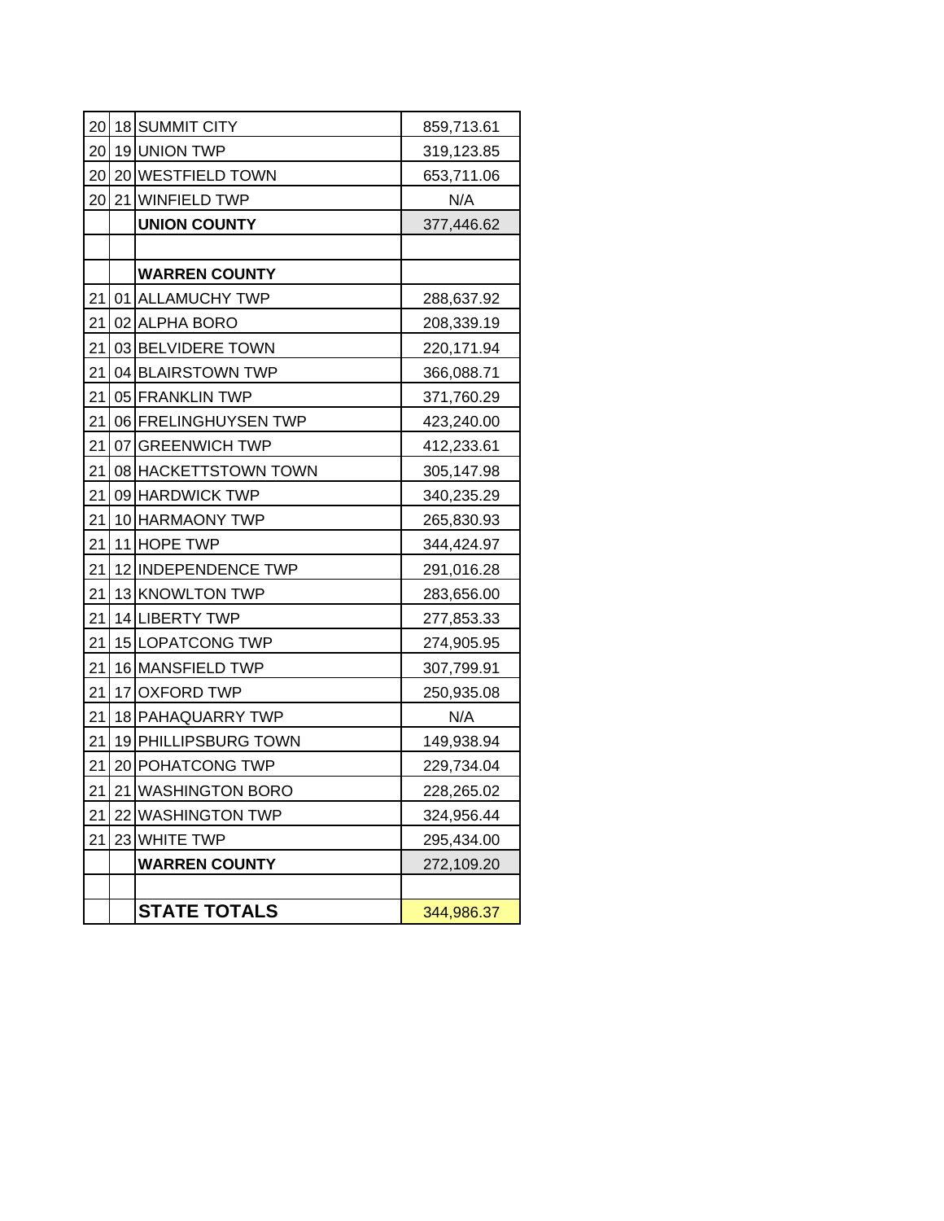| | | | |
|---|---|---|---|
| 20 | 18 | SUMMIT CITY | 859,713.61 |
| 20 | 19 | UNION TWP | 319,123.85 |
| 20 | 20 | WESTFIELD TOWN | 653,711.06 |
| 20 | 21 | WINFIELD TWP | N/A |
| | | **UNION COUNTY** | 377,446.62 |
| | | | |
| | | **WARREN COUNTY** | |
| 21 | 01 | ALLAMUCHY TWP | 288,637.92 |
| 21 | 02 | ALPHA BORO | 208,339.19 |
| 21 | 03 | BELVIDERE TOWN | 220,171.94 |
| 21 | 04 | BLAIRSTOWN TWP | 366,088.71 |
| 21 | 05 | FRANKLIN TWP | 371,760.29 |
| 21 | 06 | FRELINGHUYSEN TWP | 423,240.00 |
| 21 | 07 | GREENWICH TWP | 412,233.61 |
| 21 | 08 | HACKETTSTOWN TOWN | 305,147.98 |
| 21 | 09 | HARDWICK TWP | 340,235.29 |
| 21 | 10 | HARMAONY TWP | 265,830.93 |
| 21 | 11 | HOPE TWP | 344,424.97 |
| 21 | 12 | INDEPENDENCE TWP | 291,016.28 |
| 21 | 13 | KNOWLTON TWP | 283,656.00 |
| 21 | 14 | LIBERTY TWP | 277,853.33 |
| 21 | 15 | LOPATCONG TWP | 274,905.95 |
| 21 | 16 | MANSFIELD TWP | 307,799.91 |
| 21 | 17 | OXFORD TWP | 250,935.08 |
| 21 | 18 | PAHAQUARRY TWP | N/A |
| 21 | 19 | PHILLIPSBURG TOWN | 149,938.94 |
| 21 | 20 | POHATCONG TWP | 229,734.04 |
| 21 | 21 | WASHINGTON BORO | 228,265.02 |
| 21 | 22 | WASHINGTON TWP | 324,956.44 |
| 21 | 23 | WHITE TWP | 295,434.00 |
| | | **WARREN COUNTY** | 272,109.20 |
| | | | |
| | | **STATE TOTALS** | 344,986.37 |